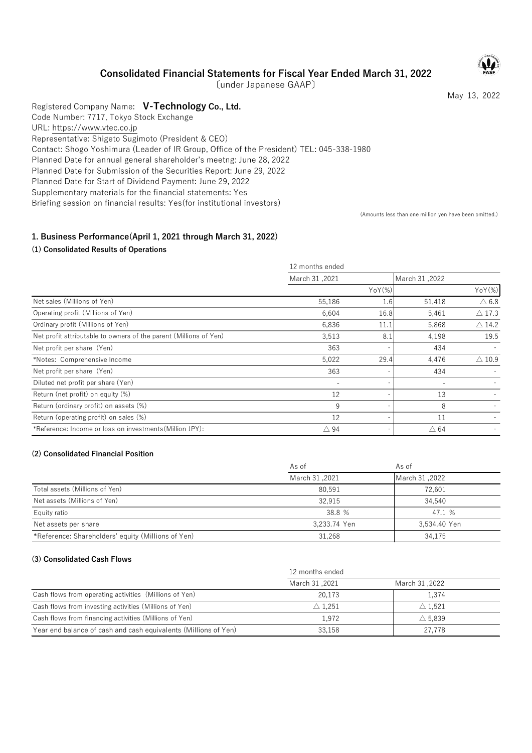# Consolidated Financial Statements for Fiscal Year Ended March 31, 2022

〔under Japanese GAAP〕

May 13, 2022

Registered Company Name: **V-Technology Co., Ltd.**
Code Number: 7717, Tokyo Stock Exchange
URL: https://www.vtec.co.jp
Representative: Shigeto Sugimoto (President & CEO)
Contact: Shogo Yoshimura (Leader of IR Group, Office of the President) TEL: 045-338-1980
Planned Date for annual general shareholder's meetng: June 28, 2022
Planned Date for Submission of the Securities Report: June 29, 2022
Planned Date for Start of Dividend Payment: June 29, 2022
Supplementary materials for the financial statements: Yes
Briefing session on financial results: Yes(for institutional investors)

(Amounts less than one million yen have been omitted.)

## 1. Business Performance(April 1, 2021 through March 31, 2022)

### (1) Consolidated Results of Operations

| | 12 months ended | | | |
|---|---|---|---|---|
| | March 31 ,2021 | | March 31 ,2022 | |
| | | YoY(%) | | YoY(%) |
| Net sales (Millions of Yen) | 55,186 | 1.6 | 51,418 | △ 6.8 |
| Operating profit (Millions of Yen) | 6,604 | 16.8 | 5,461 | △ 17.3 |
| Ordinary profit (Millions of Yen) | 6,836 | 11.1 | 5,868 | △ 14.2 |
| Net profit attributable to owners of the parent (Millions of Yen) | 3,513 | 8.1 | 4,198 | 19.5 |
| Net profit per share (Yen) | 363 | - | 434 | - |
| *Notes: Comprehensive Income | 5,022 | 29.4 | 4,476 | △ 10.9 |
| Net profit per share (Yen) | 363 | - | 434 | - |
| Diluted net profit per share (Yen) | - | - | - | - |
| Return (net profit) on equity (%) | 12 | - | 13 | - |
| Return (ordinary profit) on assets (%) | 9 | - | 8 | - |
| Return (operating profit) on sales (%) | 12 | - | 11 | - |
| *Reference: Income or loss on investments(Million JPY): | △ 94 | - | △ 64 | - |

### (2) Consolidated Financial Position

| | As of March 31 ,2021 | As of March 31 ,2022 |
|---|---|---|
| Total assets (Millions of Yen) | 80,591 | 72,601 |
| Net assets (Millions of Yen) | 32,915 | 34,540 |
| Equity ratio | 38.8 % | 47.1 % |
| Net assets per share | 3,233.74 Yen | 3,534.40 Yen |
| *Reference: Shareholders' equity (Millions of Yen) | 31,268 | 34,175 |

### (3) Consolidated Cash Flows

| | 12 months ended | |
|---|---|---|
| | March 31 ,2021 | March 31 ,2022 |
| Cash flows from operating activities (Millions of Yen) | 20,173 | 1,374 |
| Cash flows from investing activities (Millions of Yen) | △ 1,251 | △ 1,521 |
| Cash flows from financing activities (Millions of Yen) | 1,972 | △ 5,839 |
| Year end balance of cash and cash equivalents (Millions of Yen) | 33,158 | 27,778 |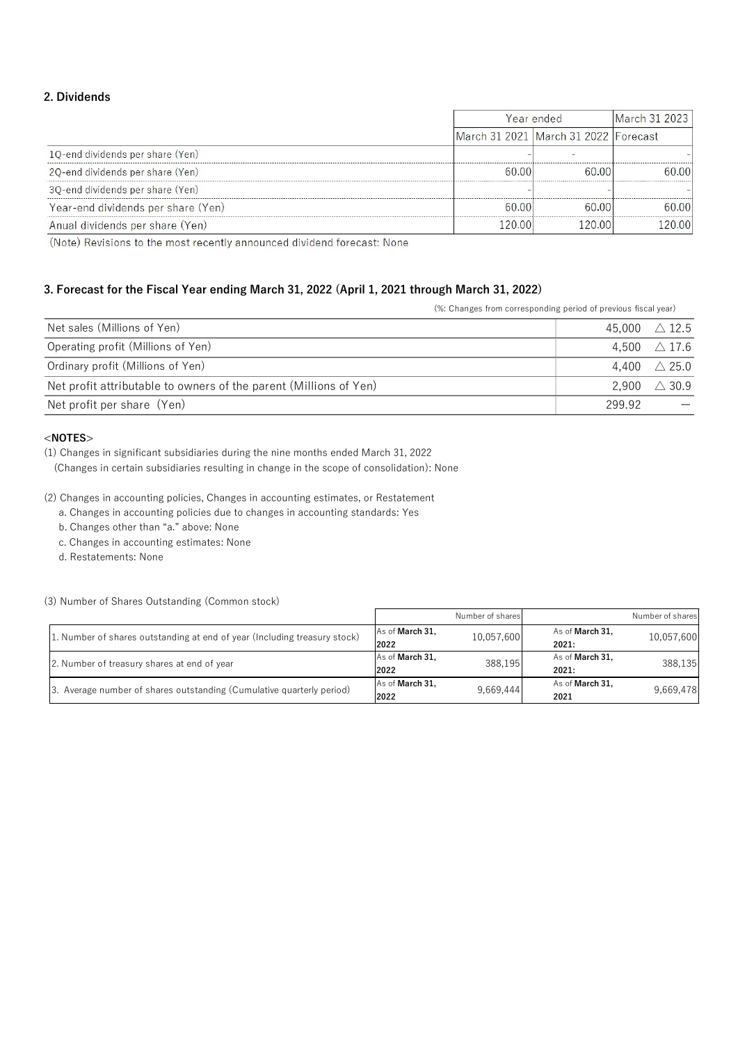## 2. Dividends

| | Year ended | | March 31 2023 |
|---|---|---|---|
| | March 31 2021 | March 31 2022 | Forecast |
| 1Q-end dividends per share (Yen) | - | - | - |
| 2Q-end dividends per share (Yen) | 60.00 | 60.00 | 60.00 |
| 3Q-end dividends per share (Yen) | - | - | - |
| Year-end dividends per share (Yen) | 60.00 | 60.00 | 60.00 |
| Anual dividends per share (Yen) | 120.00 | 120.00 | 120.00 |

(Note) Revisions to the most recently announced dividend forecast: None

## 3. Forecast for the Fiscal Year ending March 31, 2022 (April 1, 2021 through March 31, 2022)

(%: Changes from corresponding period of previous fiscal year)

| | | |
|---|---|---|
| Net sales (Millions of Yen) | 45,000 | △ 12.5 |
| Operating profit (Millions of Yen) | 4,500 | △ 17.6 |
| Ordinary profit (Millions of Yen) | 4,400 | △ 25.0 |
| Net profit attributable to owners of the parent (Millions of Yen) | 2,900 | △ 30.9 |
| Net profit per share (Yen) | 299.92 | — |

<**NOTES**>

(1) Changes in significant subsidiaries during the nine months ended March 31, 2022
(Changes in certain subsidiaries resulting in change in the scope of consolidation): None

(2) Changes in accounting policies, Changes in accounting estimates, or Restatement
- a. Changes in accounting policies due to changes in accounting standards: Yes
- b. Changes other than "a." above: None
- c. Changes in accounting estimates: None
- d. Restatements: None

(3) Number of Shares Outstanding (Common stock)

| | | Number of shares | | Number of shares |
|---|---|---|---|---|
| 1. Number of shares outstanding at end of year (Including treasury stock) | As of **March 31, 2022** | 10,057,600 | As of **March 31, 2021:** | 10,057,600 |
| 2. Number of treasury shares at end of year | As of **March 31, 2022** | 388,195 | As of **March 31, 2021:** | 388,135 |
| 3. Average number of shares outstanding (Cumulative quarterly period) | As of **March 31, 2022** | 9,669,444 | As of **March 31, 2021** | 9,669,478 |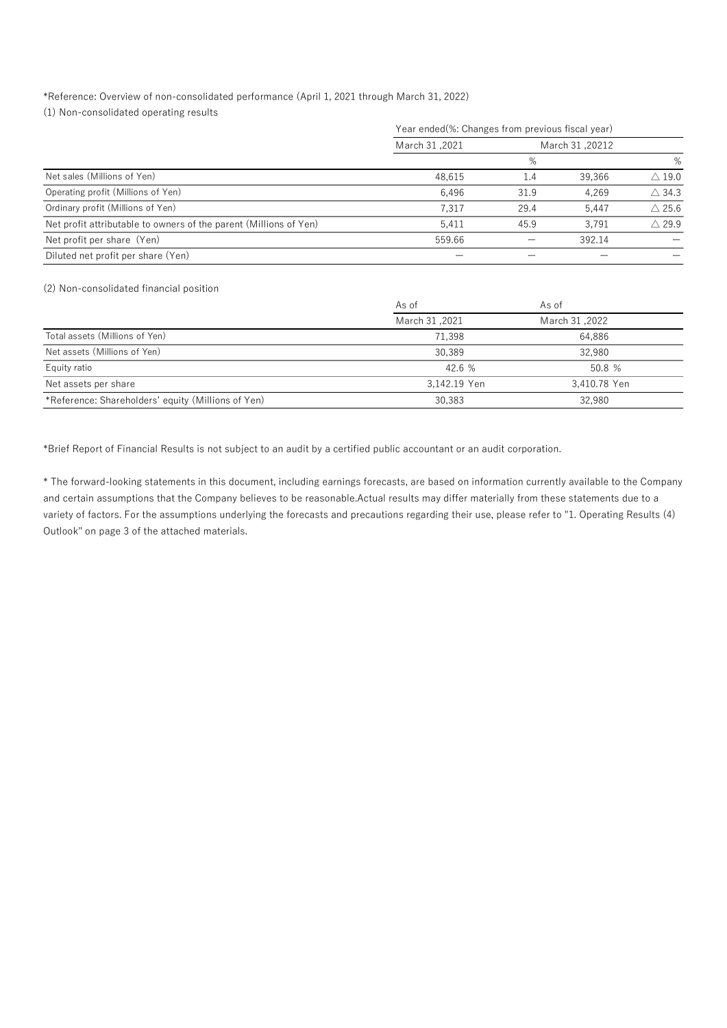*Reference: Overview of non-consolidated performance (April 1, 2021 through March 31, 2022)

(1) Non-consolidated operating results

| | Year ended(%: Changes from previous fiscal year) | | | |
|---|---|---|---|---|
| | March 31 ,2021 | | March 31 ,20212 | |
| | | % | | % |
| Net sales (Millions of Yen) | 48,615 | 1.4 | 39,366 | △ 19.0 |
| Operating profit (Millions of Yen) | 6,496 | 31.9 | 4,269 | △ 34.3 |
| Ordinary profit (Millions of Yen) | 7,317 | 29.4 | 5,447 | △ 25.6 |
| Net profit attributable to owners of the parent (Millions of Yen) | 5,411 | 45.9 | 3,791 | △ 29.9 |
| Net profit per share (Yen) | 559.66 | ― | 392.14 | ― |
| Diluted net profit per share (Yen) | ― | ― | ― | ― |

(2) Non-consolidated financial position

| | As of March 31 ,2021 | As of March 31 ,2022 |
|---|---|---|
| Total assets (Millions of Yen) | 71,398 | 64,886 |
| Net assets (Millions of Yen) | 30,389 | 32,980 |
| Equity ratio | 42.6 % | 50.8 % |
| Net assets per share | 3,142.19 Yen | 3,410.78 Yen |
| *Reference: Shareholders' equity (Millions of Yen) | 30,383 | 32,980 |

*Brief Report of Financial Results is not subject to an audit by a certified public accountant or an audit corporation.

* The forward-looking statements in this document, including earnings forecasts, are based on information currently available to the Company and certain assumptions that the Company believes to be reasonable.Actual results may differ materially from these statements due to a variety of factors. For the assumptions underlying the forecasts and precautions regarding their use, please refer to "1. Operating Results (4) Outlook" on page 3 of the attached materials.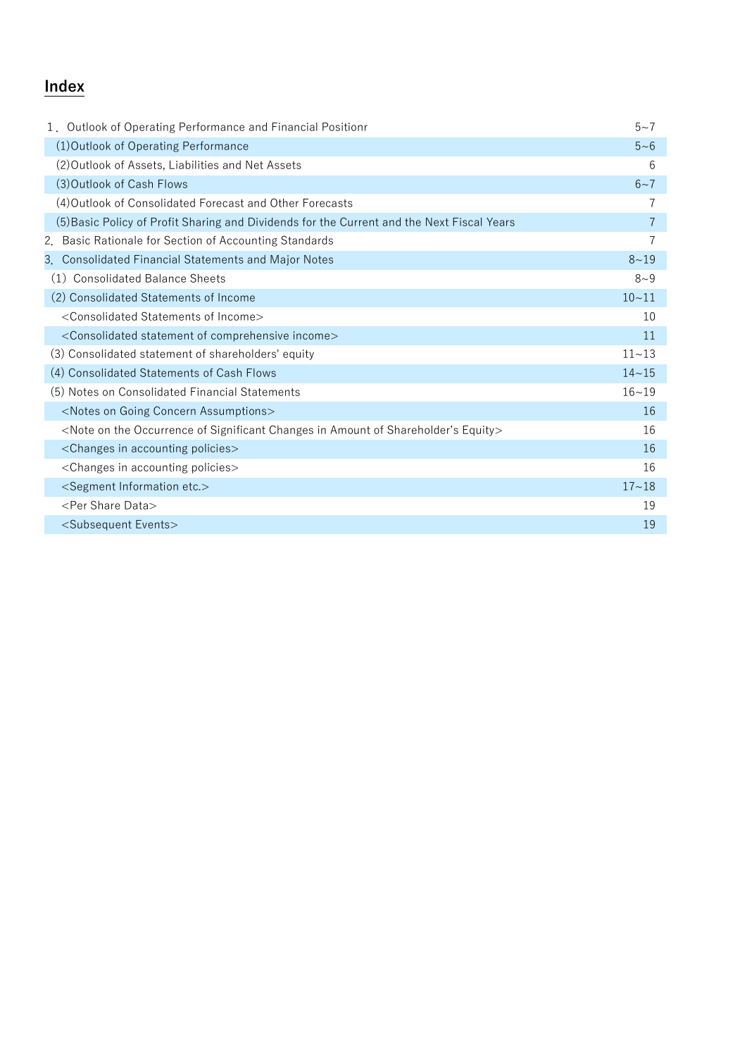# Index

| | |
|---|---|
| 1．Outlook of Operating Performance and Financial Positionr | 5~7 |
| (1)Outlook of Operating Performance | 5~6 |
| (2)Outlook of Assets, Liabilities and Net Assets | 6 |
| (3)Outlook of Cash Flows | 6~7 |
| (4)Outlook of Consolidated Forecast and Other Forecasts | 7 |
| (5)Basic Policy of Profit Sharing and Dividends for the Current and the Next Fiscal Years | 7 |
| 2．Basic Rationale for Section of Accounting Standards | 7 |
| 3．Consolidated Financial Statements and Major Notes | 8~19 |
| (1) Consolidated Balance Sheets | 8~9 |
| (2) Consolidated Statements of Income | 10~11 |
| <Consolidated Statements of Income> | 10 |
| <Consolidated statement of comprehensive income> | 11 |
| (3) Consolidated statement of shareholders' equity | 11~13 |
| (4) Consolidated Statements of Cash Flows | 14~15 |
| (5) Notes on Consolidated Financial Statements | 16~19 |
| <Notes on Going Concern Assumptions> | 16 |
| <Note on the Occurrence of Significant Changes in Amount of Shareholder's Equity> | 16 |
| <Changes in accounting policies> | 16 |
| <Changes in accounting policies> | 16 |
| <Segment Information etc.> | 17~18 |
| <Per Share Data> | 19 |
| <Subsequent Events> | 19 |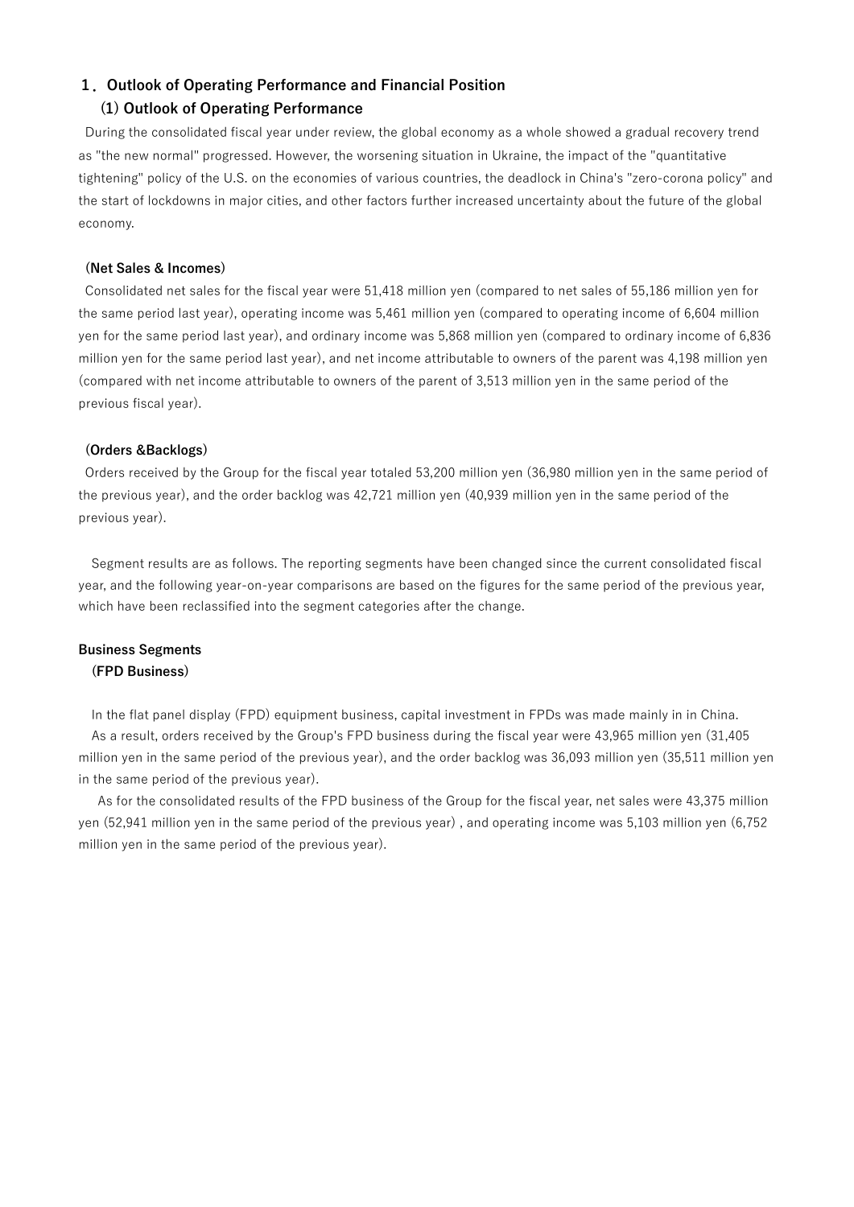## 1. Outlook of Operating Performance and Financial Position

### (1) Outlook of Operating Performance

During the consolidated fiscal year under review, the global economy as a whole showed a gradual recovery trend as "the new normal" progressed. However, the worsening situation in Ukraine, the impact of the "quantitative tightening" policy of the U.S. on the economies of various countries, the deadlock in China's "zero-corona policy" and the start of lockdowns in major cities, and other factors further increased uncertainty about the future of the global economy.

**(Net Sales & Incomes)**

Consolidated net sales for the fiscal year were 51,418 million yen (compared to net sales of 55,186 million yen for the same period last year), operating income was 5,461 million yen (compared to operating income of 6,604 million yen for the same period last year), and ordinary income was 5,868 million yen (compared to ordinary income of 6,836 million yen for the same period last year), and net income attributable to owners of the parent was 4,198 million yen (compared with net income attributable to owners of the parent of 3,513 million yen in the same period of the previous fiscal year).

**(Orders &Backlogs)**

Orders received by the Group for the fiscal year totaled 53,200 million yen (36,980 million yen in the same period of the previous year), and the order backlog was 42,721 million yen (40,939 million yen in the same period of the previous year).

Segment results are as follows. The reporting segments have been changed since the current consolidated fiscal year, and the following year-on-year comparisons are based on the figures for the same period of the previous year, which have been reclassified into the segment categories after the change.

**Business Segments**

**(FPD Business)**

In the flat panel display (FPD) equipment business, capital investment in FPDs was made mainly in in China.

As a result, orders received by the Group's FPD business during the fiscal year were 43,965 million yen (31,405 million yen in the same period of the previous year), and the order backlog was 36,093 million yen (35,511 million yen in the same period of the previous year).

As for the consolidated results of the FPD business of the Group for the fiscal year, net sales were 43,375 million yen (52,941 million yen in the same period of the previous year) , and operating income was 5,103 million yen (6,752 million yen in the same period of the previous year).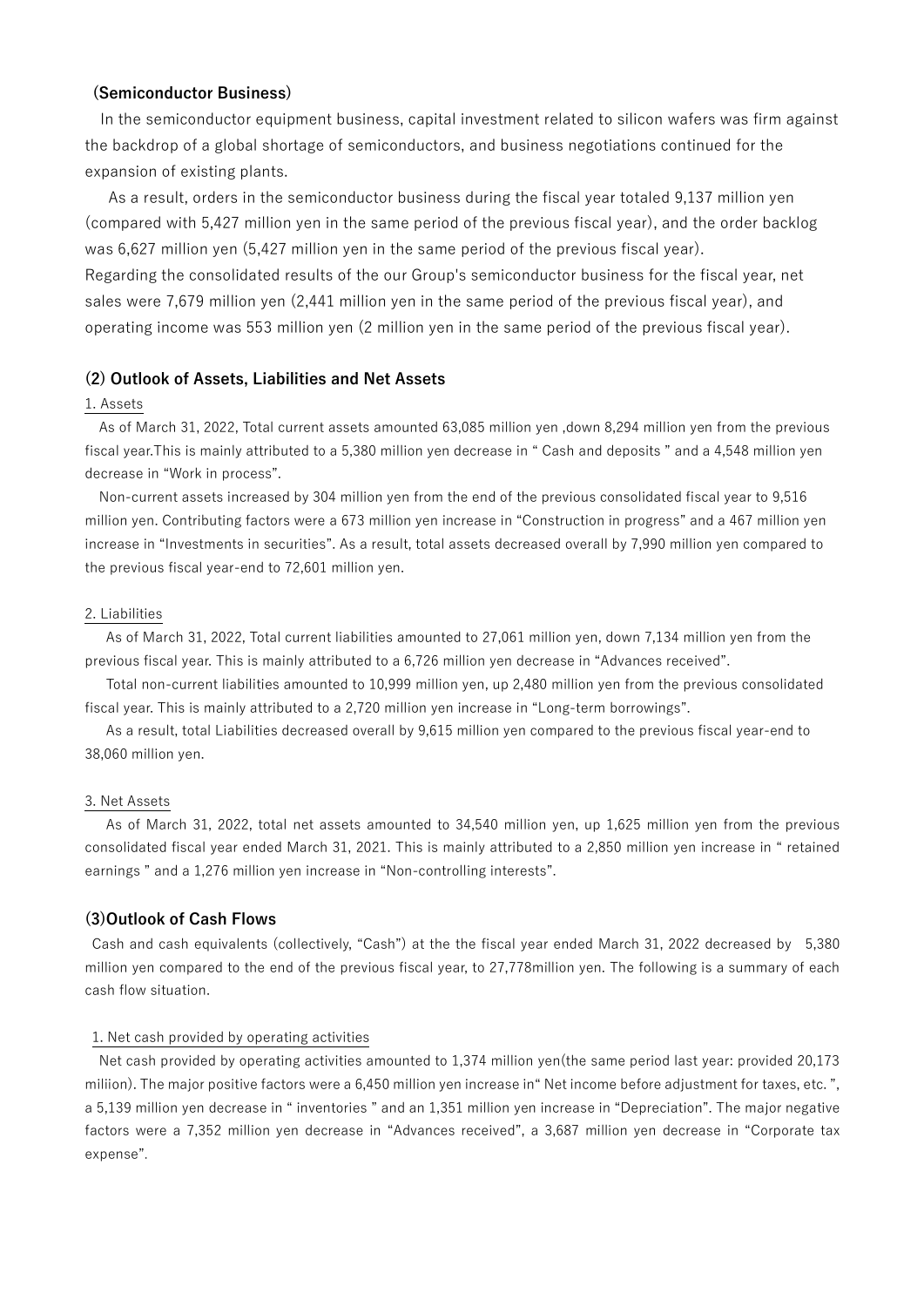**(Semiconductor Business)**

In the semiconductor equipment business, capital investment related to silicon wafers was firm against the backdrop of a global shortage of semiconductors, and business negotiations continued for the expansion of existing plants.

As a result, orders in the semiconductor business during the fiscal year totaled 9,137 million yen (compared with 5,427 million yen in the same period of the previous fiscal year), and the order backlog was 6,627 million yen (5,427 million yen in the same period of the previous fiscal year).
Regarding the consolidated results of the our Group's semiconductor business for the fiscal year, net sales were 7,679 million yen (2,441 million yen in the same period of the previous fiscal year), and operating income was 553 million yen (2 million yen in the same period of the previous fiscal year).

### (2) Outlook of Assets, Liabilities and Net Assets

1. Assets

As of March 31, 2022, Total current assets amounted 63,085 million yen ,down 8,294 million yen from the previous fiscal year.This is mainly attributed to a 5,380 million yen decrease in " Cash and deposits " and a 4,548 million yen decrease in "Work in process".

Non-current assets increased by 304 million yen from the end of the previous consolidated fiscal year to 9,516 million yen. Contributing factors were a 673 million yen increase in "Construction in progress" and a 467 million yen increase in "Investments in securities". As a result, total assets decreased overall by 7,990 million yen compared to the previous fiscal year-end to 72,601 million yen.

2. Liabilities

As of March 31, 2022, Total current liabilities amounted to 27,061 million yen, down 7,134 million yen from the previous fiscal year. This is mainly attributed to a 6,726 million yen decrease in "Advances received".

Total non-current liabilities amounted to 10,999 million yen, up 2,480 million yen from the previous consolidated fiscal year. This is mainly attributed to a 2,720 million yen increase in "Long-term borrowings".

As a result, total Liabilities decreased overall by 9,615 million yen compared to the previous fiscal year-end to 38,060 million yen.

3. Net Assets

As of March 31, 2022, total net assets amounted to 34,540 million yen, up 1,625 million yen from the previous consolidated fiscal year ended March 31, 2021. This is mainly attributed to a 2,850 million yen increase in " retained earnings " and a 1,276 million yen increase in "Non-controlling interests".

### (3)Outlook of Cash Flows

Cash and cash equivalents (collectively, "Cash") at the the fiscal year ended March 31, 2022 decreased by 5,380 million yen compared to the end of the previous fiscal year, to 27,778million yen. The following is a summary of each cash flow situation.

1. Net cash provided by operating activities

Net cash provided by operating activities amounted to 1,374 million yen(the same period last year: provided 20,173 miliion). The major positive factors were a 6,450 million yen increase in" Net income before adjustment for taxes, etc. ", a 5,139 million yen decrease in " inventories " and an 1,351 million yen increase in "Depreciation". The major negative factors were a 7,352 million yen decrease in "Advances received", a 3,687 million yen decrease in "Corporate tax expense".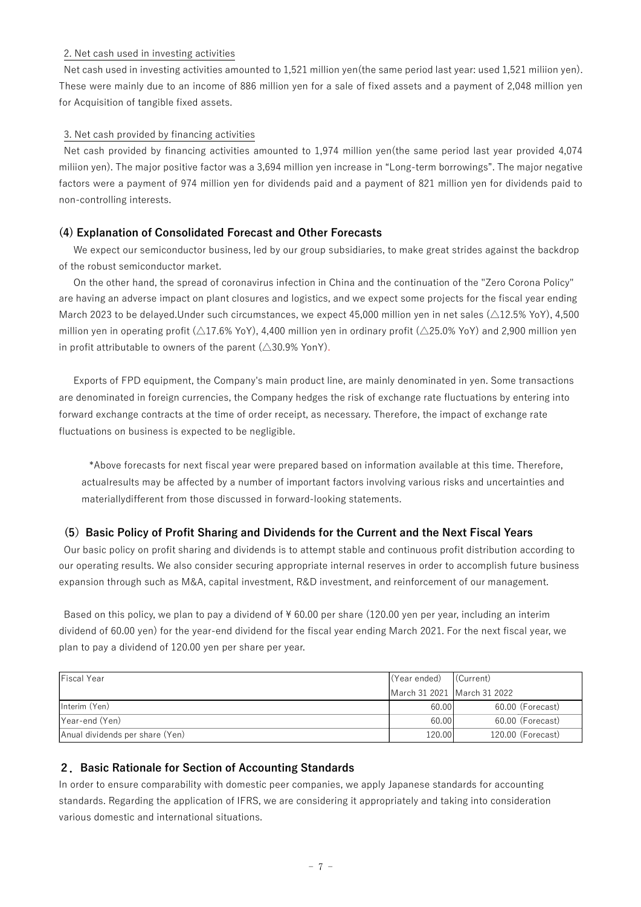2. Net cash used in investing activities

Net cash used in investing activities amounted to 1,521 million yen(the same period last year: used 1,521 miliion yen). These were mainly due to an income of 886 million yen for a sale of fixed assets and a payment of 2,048 million yen for Acquisition of tangible fixed assets.

3. Net cash provided by financing activities

Net cash provided by financing activities amounted to 1,974 million yen(the same period last year provided 4,074 miliion yen). The major positive factor was a 3,694 million yen increase in "Long-term borrowings". The major negative factors were a payment of 974 million yen for dividends paid and a payment of 821 million yen for dividends paid to non-controlling interests.

### (4) Explanation of Consolidated Forecast and Other Forecasts

We expect our semiconductor business, led by our group subsidiaries, to make great strides against the backdrop of the robust semiconductor market.

On the other hand, the spread of coronavirus infection in China and the continuation of the "Zero Corona Policy" are having an adverse impact on plant closures and logistics, and we expect some projects for the fiscal year ending March 2023 to be delayed.Under such circumstances, we expect 45,000 million yen in net sales (△12.5% YoY), 4,500 million yen in operating profit (△17.6% YoY), 4,400 million yen in ordinary profit (△25.0% YoY) and 2,900 million yen in profit attributable to owners of the parent (△30.9% YonY).

Exports of FPD equipment, the Company's main product line, are mainly denominated in yen. Some transactions are denominated in foreign currencies, the Company hedges the risk of exchange rate fluctuations by entering into forward exchange contracts at the time of order receipt, as necessary. Therefore, the impact of exchange rate fluctuations on business is expected to be negligible.

*Above forecasts for next fiscal year were prepared based on information available at this time. Therefore, actualresults may be affected by a number of important factors involving various risks and uncertainties and materiallydifferent from those discussed in forward-looking statements.

### (5) Basic Policy of Profit Sharing and Dividends for the Current and the Next Fiscal Years

Our basic policy on profit sharing and dividends is to attempt stable and continuous profit distribution according to our operating results. We also consider securing appropriate internal reserves in order to accomplish future business expansion through such as M&A, capital investment, R&D investment, and reinforcement of our management.

Based on this policy, we plan to pay a dividend of ¥ 60.00 per share (120.00 yen per year, including an interim dividend of 60.00 yen) for the year-end dividend for the fiscal year ending March 2021. For the next fiscal year, we plan to pay a dividend of 120.00 yen per share per year.

| Fiscal Year | (Year ended)<br>March 31 2021 | (Current)<br>March 31 2022 |
|---|---|---|
| Interim (Yen) | 60.00 | 60.00 (Forecast) |
| Year-end (Yen) | 60.00 | 60.00 (Forecast) |
| Anual dividends per share (Yen) | 120.00 | 120.00 (Forecast) |

## 2．Basic Rationale for Section of Accounting Standards

In order to ensure comparability with domestic peer companies, we apply Japanese standards for accounting standards. Regarding the application of IFRS, we are considering it appropriately and taking into consideration various domestic and international situations.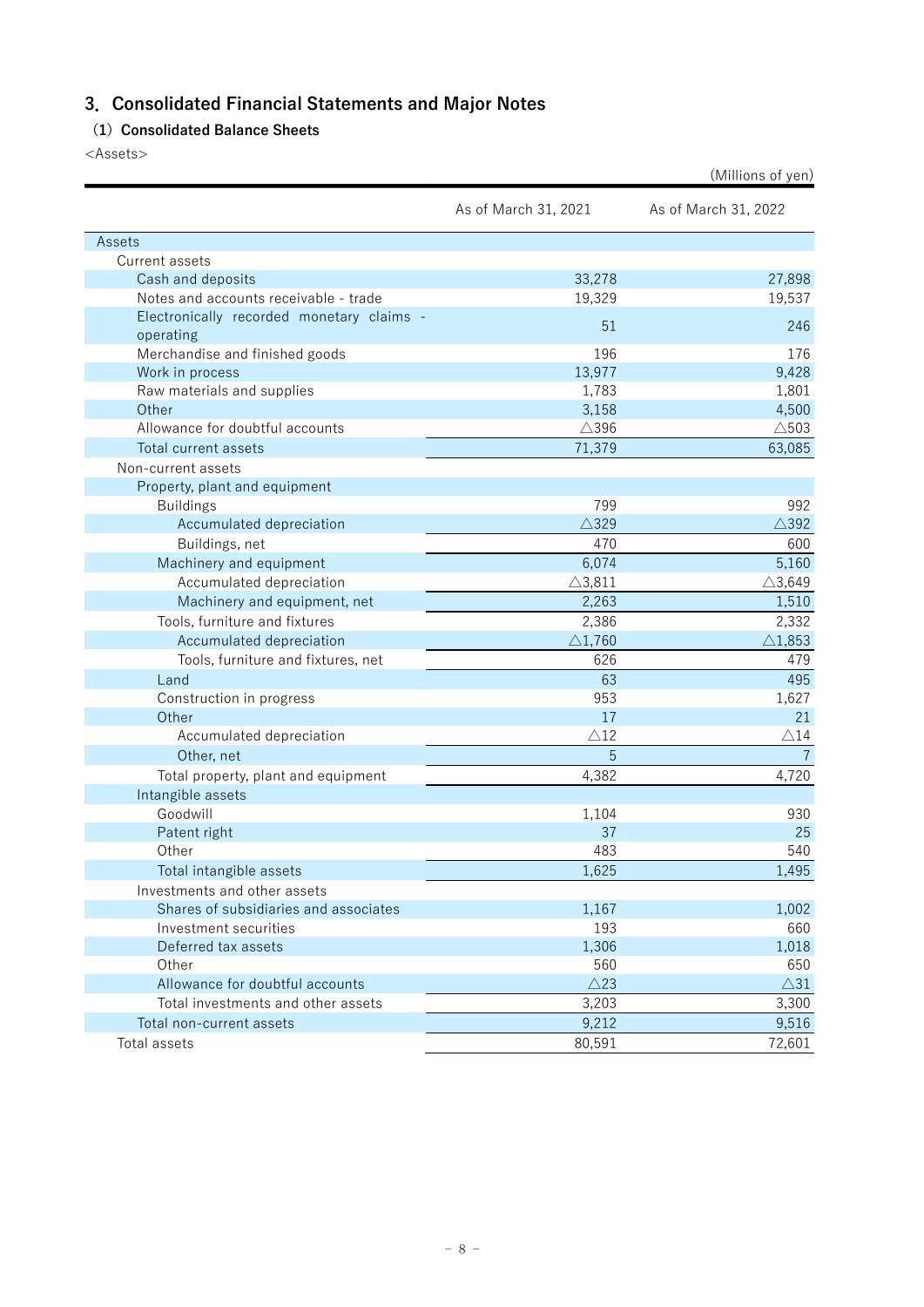## 3. Consolidated Financial Statements and Major Notes

### (1) Consolidated Balance Sheets

<Assets>

(Millions of yen)

| | As of March 31, 2021 | As of March 31, 2022 |
|---|---|---|
| Assets | | |
| Current assets | | |
| Cash and deposits | 33,278 | 27,898 |
| Notes and accounts receivable - trade | 19,329 | 19,537 |
| Electronically recorded monetary claims - operating | 51 | 246 |
| Merchandise and finished goods | 196 | 176 |
| Work in process | 13,977 | 9,428 |
| Raw materials and supplies | 1,783 | 1,801 |
| Other | 3,158 | 4,500 |
| Allowance for doubtful accounts | △396 | △503 |
| Total current assets | 71,379 | 63,085 |
| Non-current assets | | |
| Property, plant and equipment | | |
| Buildings | 799 | 992 |
| Accumulated depreciation | △329 | △392 |
| Buildings, net | 470 | 600 |
| Machinery and equipment | 6,074 | 5,160 |
| Accumulated depreciation | △3,811 | △3,649 |
| Machinery and equipment, net | 2,263 | 1,510 |
| Tools, furniture and fixtures | 2,386 | 2,332 |
| Accumulated depreciation | △1,760 | △1,853 |
| Tools, furniture and fixtures, net | 626 | 479 |
| Land | 63 | 495 |
| Construction in progress | 953 | 1,627 |
| Other | 17 | 21 |
| Accumulated depreciation | △12 | △14 |
| Other, net | 5 | 7 |
| Total property, plant and equipment | 4,382 | 4,720 |
| Intangible assets | | |
| Goodwill | 1,104 | 930 |
| Patent right | 37 | 25 |
| Other | 483 | 540 |
| Total intangible assets | 1,625 | 1,495 |
| Investments and other assets | | |
| Shares of subsidiaries and associates | 1,167 | 1,002 |
| Investment securities | 193 | 660 |
| Deferred tax assets | 1,306 | 1,018 |
| Other | 560 | 650 |
| Allowance for doubtful accounts | △23 | △31 |
| Total investments and other assets | 3,203 | 3,300 |
| Total non-current assets | 9,212 | 9,516 |
| Total assets | 80,591 | 72,601 |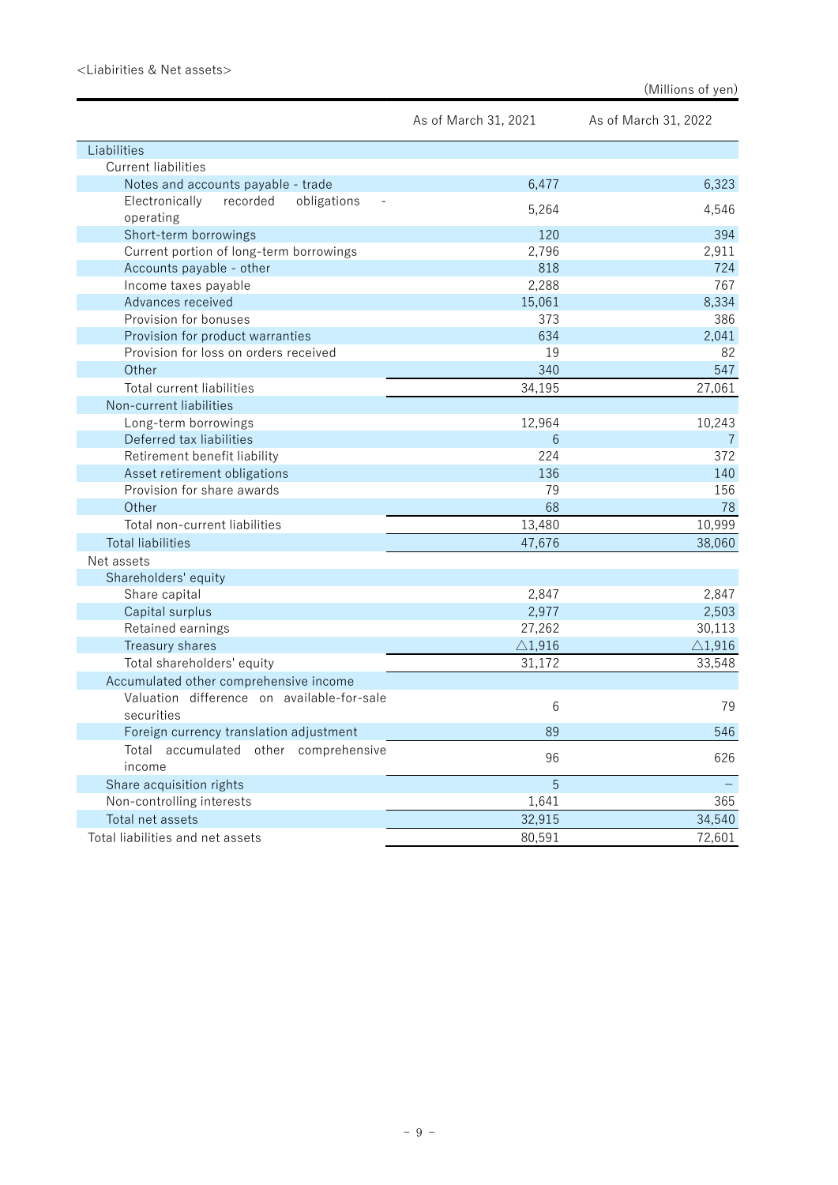<Liabilities & Net assets>

(Millions of yen)

| | As of March 31, 2021 | As of March 31, 2022 |
|---|---|---|
| Liabilities | | |
| Current liabilities | | |
| Notes and accounts payable - trade | 6,477 | 6,323 |
| Electronically recorded obligations - operating | 5,264 | 4,546 |
| Short-term borrowings | 120 | 394 |
| Current portion of long-term borrowings | 2,796 | 2,911 |
| Accounts payable - other | 818 | 724 |
| Income taxes payable | 2,288 | 767 |
| Advances received | 15,061 | 8,334 |
| Provision for bonuses | 373 | 386 |
| Provision for product warranties | 634 | 2,041 |
| Provision for loss on orders received | 19 | 82 |
| Other | 340 | 547 |
| Total current liabilities | 34,195 | 27,061 |
| Non-current liabilities | | |
| Long-term borrowings | 12,964 | 10,243 |
| Deferred tax liabilities | 6 | 7 |
| Retirement benefit liability | 224 | 372 |
| Asset retirement obligations | 136 | 140 |
| Provision for share awards | 79 | 156 |
| Other | 68 | 78 |
| Total non-current liabilities | 13,480 | 10,999 |
| Total liabilities | 47,676 | 38,060 |
| Net assets | | |
| Shareholders' equity | | |
| Share capital | 2,847 | 2,847 |
| Capital surplus | 2,977 | 2,503 |
| Retained earnings | 27,262 | 30,113 |
| Treasury shares | △1,916 | △1,916 |
| Total shareholders' equity | 31,172 | 33,548 |
| Accumulated other comprehensive income | | |
| Valuation difference on available-for-sale securities | 6 | 79 |
| Foreign currency translation adjustment | 89 | 546 |
| Total accumulated other comprehensive income | 96 | 626 |
| Share acquisition rights | 5 | – |
| Non-controlling interests | 1,641 | 365 |
| Total net assets | 32,915 | 34,540 |
| Total liabilities and net assets | 80,591 | 72,601 |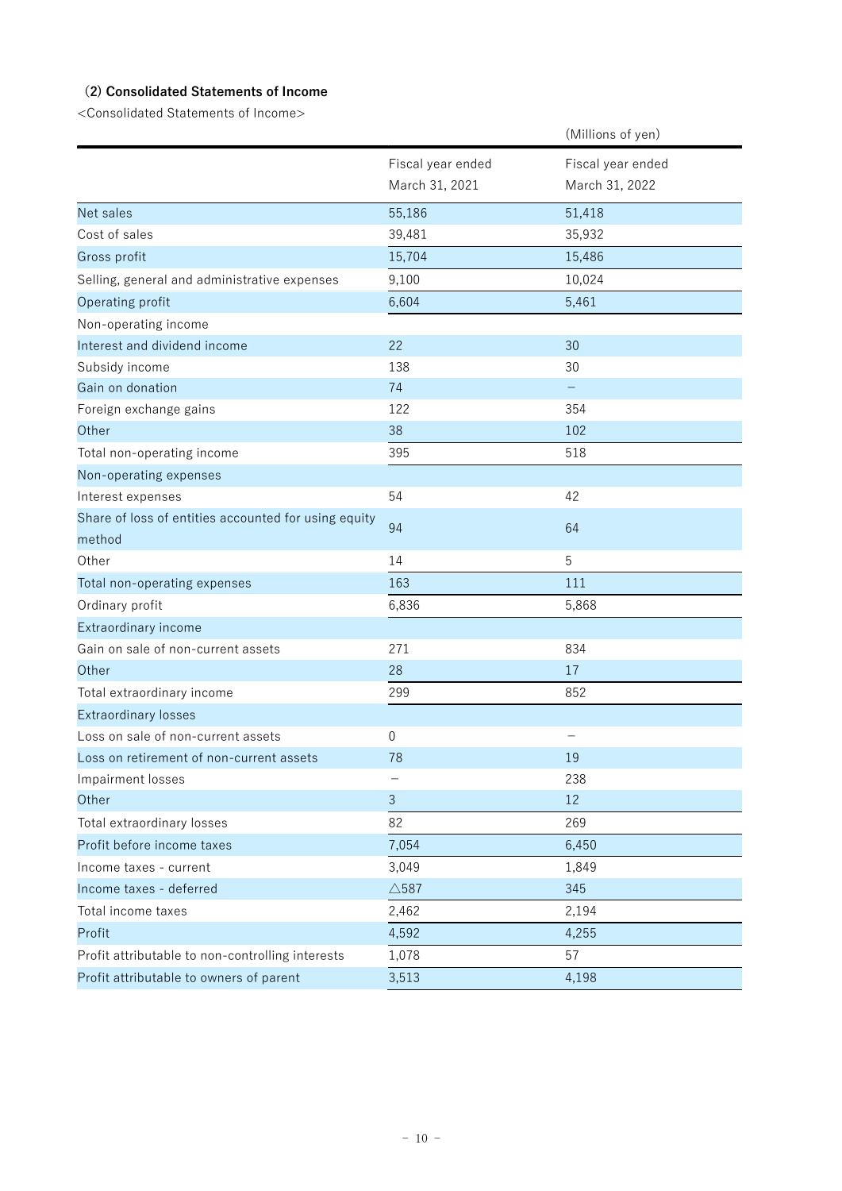### (2) Consolidated Statements of Income

<Consolidated Statements of Income>

(Millions of yen)

| | Fiscal year ended March 31, 2021 | Fiscal year ended March 31, 2022 |
|---|---|---|
| Net sales | 55,186 | 51,418 |
| Cost of sales | 39,481 | 35,932 |
| Gross profit | 15,704 | 15,486 |
| Selling, general and administrative expenses | 9,100 | 10,024 |
| Operating profit | 6,604 | 5,461 |
| Non-operating income | | |
| Interest and dividend income | 22 | 30 |
| Subsidy income | 138 | 30 |
| Gain on donation | 74 | − |
| Foreign exchange gains | 122 | 354 |
| Other | 38 | 102 |
| Total non-operating income | 395 | 518 |
| Non-operating expenses | | |
| Interest expenses | 54 | 42 |
| Share of loss of entities accounted for using equity method | 94 | 64 |
| Other | 14 | 5 |
| Total non-operating expenses | 163 | 111 |
| Ordinary profit | 6,836 | 5,868 |
| Extraordinary income | | |
| Gain on sale of non-current assets | 271 | 834 |
| Other | 28 | 17 |
| Total extraordinary income | 299 | 852 |
| Extraordinary losses | | |
| Loss on sale of non-current assets | 0 | − |
| Loss on retirement of non-current assets | 78 | 19 |
| Impairment losses | − | 238 |
| Other | 3 | 12 |
| Total extraordinary losses | 82 | 269 |
| Profit before income taxes | 7,054 | 6,450 |
| Income taxes - current | 3,049 | 1,849 |
| Income taxes - deferred | △587 | 345 |
| Total income taxes | 2,462 | 2,194 |
| Profit | 4,592 | 4,255 |
| Profit attributable to non-controlling interests | 1,078 | 57 |
| Profit attributable to owners of parent | 3,513 | 4,198 |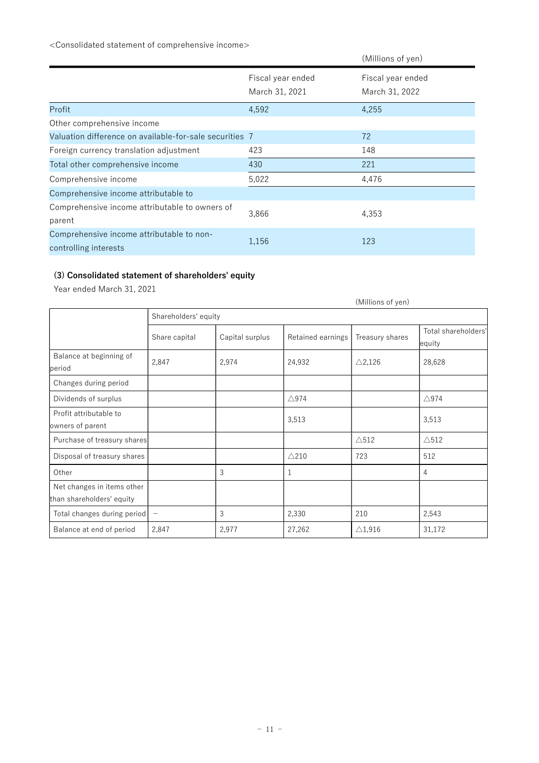<Consolidated statement of comprehensive income>

(Millions of yen)

| | Fiscal year ended March 31, 2021 | Fiscal year ended March 31, 2022 |
|---|---|---|
| Profit | 4,592 | 4,255 |
| Other comprehensive income | | |
| Valuation difference on available-for-sale securities | 7 | 72 |
| Foreign currency translation adjustment | 423 | 148 |
| Total other comprehensive income | 430 | 221 |
| Comprehensive income | 5,022 | 4,476 |
| Comprehensive income attributable to | | |
| Comprehensive income attributable to owners of parent | 3,866 | 4,353 |
| Comprehensive income attributable to non-controlling interests | 1,156 | 123 |

### (3) Consolidated statement of shareholders' equity

Year ended March 31, 2021

(Millions of yen)

| | Shareholders' equity | | | | |
|---|---|---|---|---|---|
| | Share capital | Capital surplus | Retained earnings | Treasury shares | Total shareholders' equity |
| Balance at beginning of period | 2,847 | 2,974 | 24,932 | △2,126 | 28,628 |
| Changes during period | | | | | |
| Dividends of surplus | | | △974 | | △974 |
| Profit attributable to owners of parent | | | 3,513 | | 3,513 |
| Purchase of treasury shares | | | | △512 | △512 |
| Disposal of treasury shares | | | △210 | 723 | 512 |
| Other | | 3 | 1 | | 4 |
| Net changes in items other than shareholders' equity | | | | | |
| Total changes during period | – | 3 | 2,330 | 210 | 2,543 |
| Balance at end of period | 2,847 | 2,977 | 27,262 | △1,916 | 31,172 |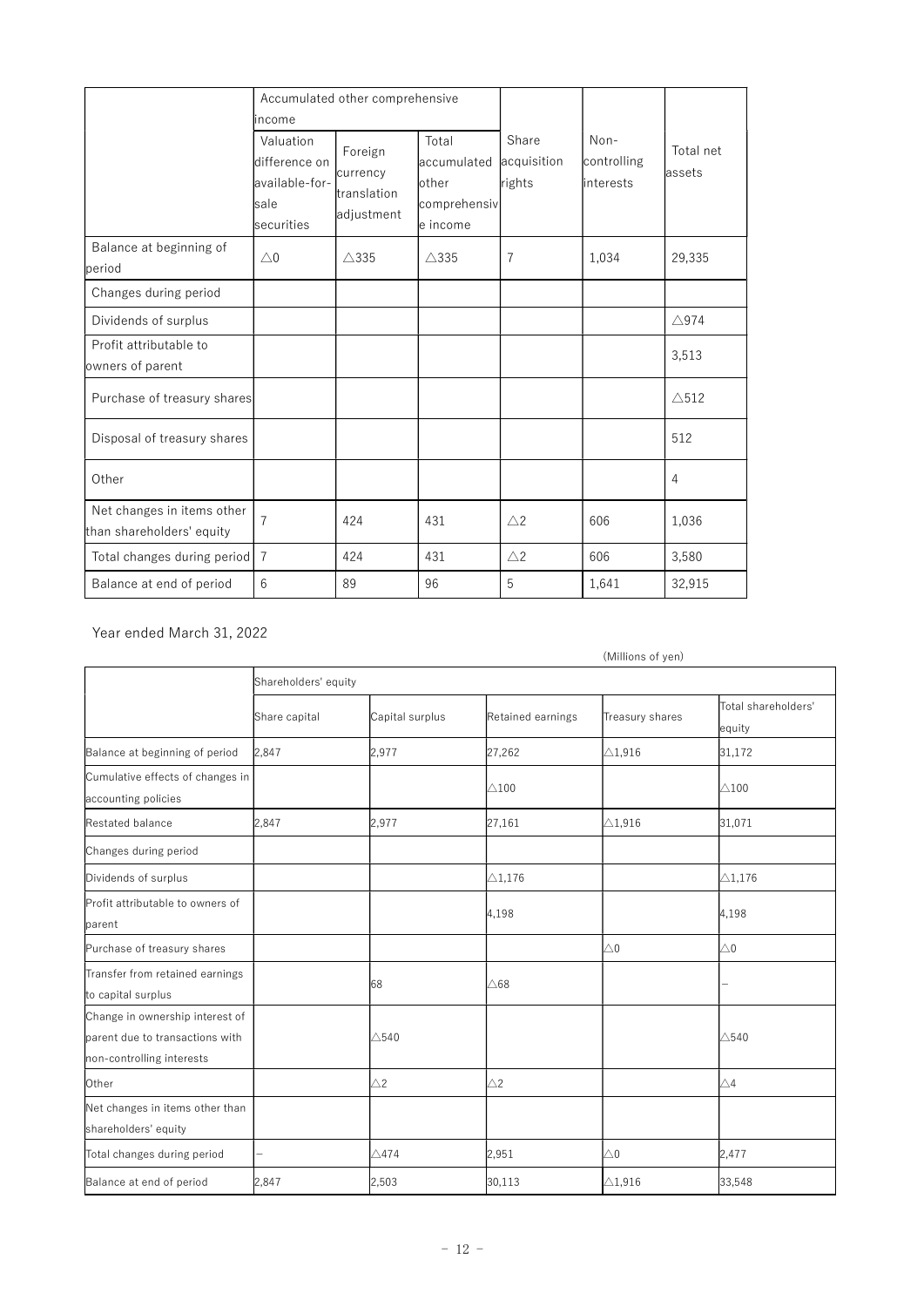| | Accumulated other comprehensive income | | | Share acquisition rights | Non-controlling interests | Total net assets |
|---|---|---|---|---|---|---|
| | Valuation difference on available-for-sale securities | Foreign currency translation adjustment | Total accumulated other comprehensive income | | | |
| Balance at beginning of period | △0 | △335 | △335 | 7 | 1,034 | 29,335 |
| Changes during period | | | | | | |
| Dividends of surplus | | | | | | △974 |
| Profit attributable to owners of parent | | | | | | 3,513 |
| Purchase of treasury shares | | | | | | △512 |
| Disposal of treasury shares | | | | | | 512 |
| Other | | | | | | 4 |
| Net changes in items other than shareholders' equity | 7 | 424 | 431 | △2 | 606 | 1,036 |
| Total changes during period | 7 | 424 | 431 | △2 | 606 | 3,580 |
| Balance at end of period | 6 | 89 | 96 | 5 | 1,641 | 32,915 |

Year ended March 31, 2022

(Millions of yen)

| | Shareholders' equity | | | | |
|---|---|---|---|---|---|
| | Share capital | Capital surplus | Retained earnings | Treasury shares | Total shareholders' equity |
| Balance at beginning of period | 2,847 | 2,977 | 27,262 | △1,916 | 31,172 |
| Cumulative effects of changes in accounting policies | | | △100 | | △100 |
| Restated balance | 2,847 | 2,977 | 27,161 | △1,916 | 31,071 |
| Changes during period | | | | | |
| Dividends of surplus | | | △1,176 | | △1,176 |
| Profit attributable to owners of parent | | | 4,198 | | 4,198 |
| Purchase of treasury shares | | | | △0 | △0 |
| Transfer from retained earnings to capital surplus | | 68 | △68 | | – |
| Change in ownership interest of parent due to transactions with non-controlling interests | | △540 | | | △540 |
| Other | | △2 | △2 | | △4 |
| Net changes in items other than shareholders' equity | | | | | |
| Total changes during period | – | △474 | 2,951 | △0 | 2,477 |
| Balance at end of period | 2,847 | 2,503 | 30,113 | △1,916 | 33,548 |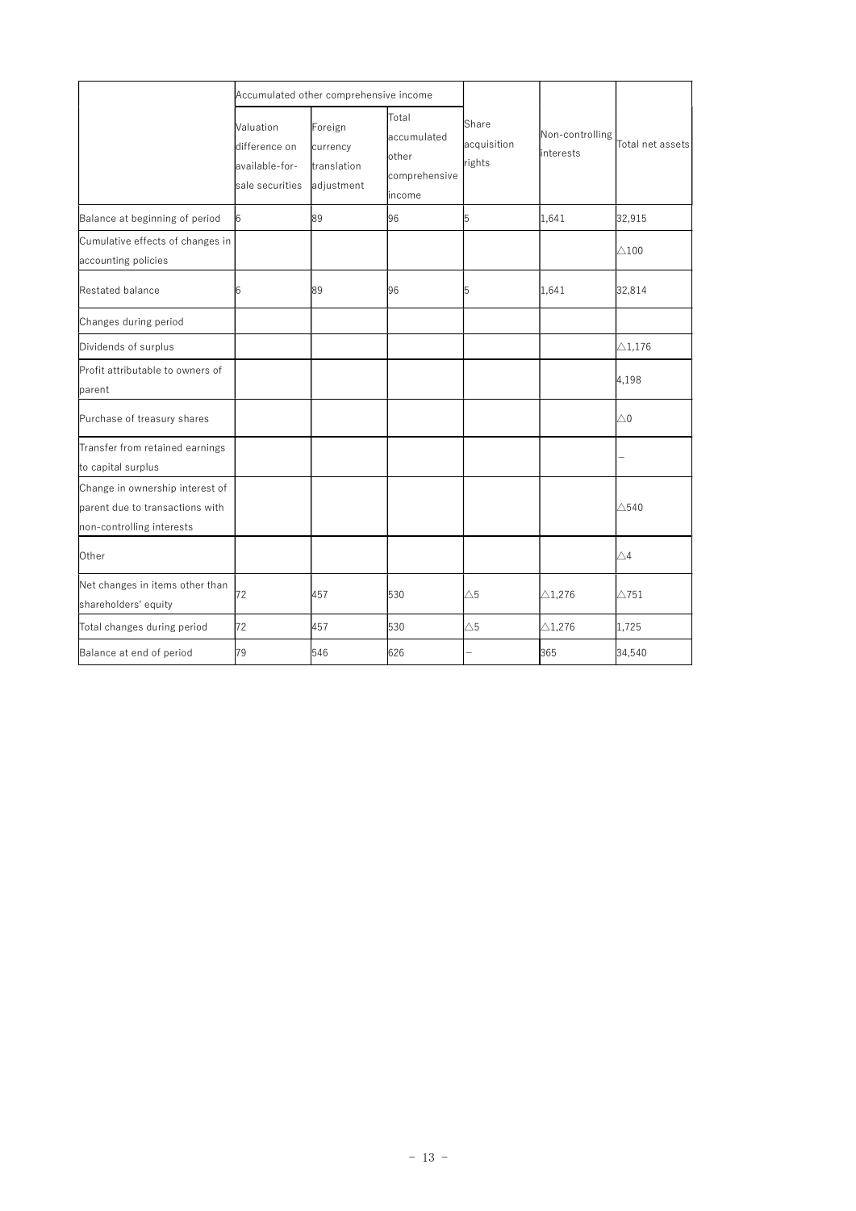| | Accumulated other comprehensive income | | | Share acquisition rights | Non-controlling interests | Total net assets |
|---|---|---|---|---|---|---|
| | Valuation difference on available-for-sale securities | Foreign currency translation adjustment | Total accumulated other comprehensive income | | | |
| Balance at beginning of period | 6 | 89 | 96 | 5 | 1,641 | 32,915 |
| Cumulative effects of changes in accounting policies | | | | | | △100 |
| Restated balance | 6 | 89 | 96 | 5 | 1,641 | 32,814 |
| Changes during period | | | | | | |
| Dividends of surplus | | | | | | △1,176 |
| Profit attributable to owners of parent | | | | | | 4,198 |
| Purchase of treasury shares | | | | | | △0 |
| Transfer from retained earnings to capital surplus | | | | | | – |
| Change in ownership interest of parent due to transactions with non-controlling interests | | | | | | △540 |
| Other | | | | | | △4 |
| Net changes in items other than shareholders' equity | 72 | 457 | 530 | △5 | △1,276 | △751 |
| Total changes during period | 72 | 457 | 530 | △5 | △1,276 | 1,725 |
| Balance at end of period | 79 | 546 | 626 | – | 365 | 34,540 |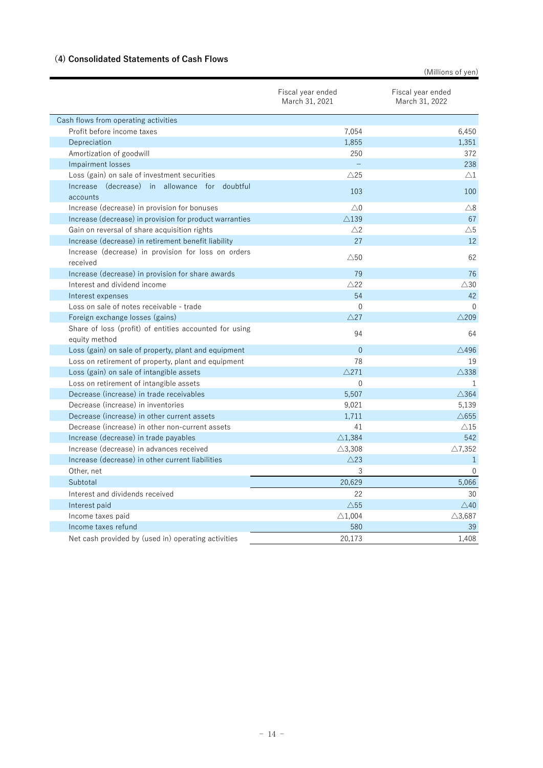### (4) Consolidated Statements of Cash Flows

(Millions of yen)

| | Fiscal year ended March 31, 2021 | Fiscal year ended March 31, 2022 |
|---|---|---|
| Cash flows from operating activities | | |
| Profit before income taxes | 7,054 | 6,450 |
| Depreciation | 1,855 | 1,351 |
| Amortization of goodwill | 250 | 372 |
| Impairment losses | – | 238 |
| Loss (gain) on sale of investment securities | △25 | △1 |
| Increase (decrease) in allowance for doubtful accounts | 103 | 100 |
| Increase (decrease) in provision for bonuses | △0 | △8 |
| Increase (decrease) in provision for product warranties | △139 | 67 |
| Gain on reversal of share acquisition rights | △2 | △5 |
| Increase (decrease) in retirement benefit liability | 27 | 12 |
| Increase (decrease) in provision for loss on orders received | △50 | 62 |
| Increase (decrease) in provision for share awards | 79 | 76 |
| Interest and dividend income | △22 | △30 |
| Interest expenses | 54 | 42 |
| Loss on sale of notes receivable - trade | 0 | 0 |
| Foreign exchange losses (gains) | △27 | △209 |
| Share of loss (profit) of entities accounted for using equity method | 94 | 64 |
| Loss (gain) on sale of property, plant and equipment | 0 | △496 |
| Loss on retirement of property, plant and equipment | 78 | 19 |
| Loss (gain) on sale of intangible assets | △271 | △338 |
| Loss on retirement of intangible assets | 0 | 1 |
| Decrease (increase) in trade receivables | 5,507 | △364 |
| Decrease (increase) in inventories | 9,021 | 5,139 |
| Decrease (increase) in other current assets | 1,711 | △655 |
| Decrease (increase) in other non-current assets | 41 | △15 |
| Increase (decrease) in trade payables | △1,384 | 542 |
| Increase (decrease) in advances received | △3,308 | △7,352 |
| Increase (decrease) in other current liabilities | △23 | 1 |
| Other, net | 3 | 0 |
| Subtotal | 20,629 | 5,066 |
| Interest and dividends received | 22 | 30 |
| Interest paid | △55 | △40 |
| Income taxes paid | △1,004 | △3,687 |
| Income taxes refund | 580 | 39 |
| Net cash provided by (used in) operating activities | 20,173 | 1,408 |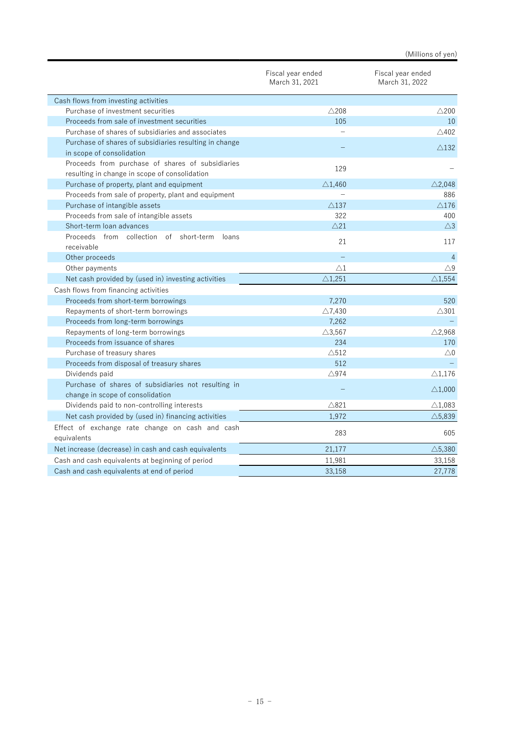(Millions of yen)

| | Fiscal year ended March 31, 2021 | Fiscal year ended March 31, 2022 |
|---|---|---|
| Cash flows from investing activities | | |
| Purchase of investment securities | △208 | △200 |
| Proceeds from sale of investment securities | 105 | 10 |
| Purchase of shares of subsidiaries and associates | – | △402 |
| Purchase of shares of subsidiaries resulting in change in scope of consolidation | – | △132 |
| Proceeds from purchase of shares of subsidiaries resulting in change in scope of consolidation | 129 | – |
| Purchase of property, plant and equipment | △1,460 | △2,048 |
| Proceeds from sale of property, plant and equipment | – | 886 |
| Purchase of intangible assets | △137 | △176 |
| Proceeds from sale of intangible assets | 322 | 400 |
| Short-term loan advances | △21 | △3 |
| Proceeds from collection of short-term loans receivable | 21 | 117 |
| Other proceeds | – | 4 |
| Other payments | △1 | △9 |
| Net cash provided by (used in) investing activities | △1,251 | △1,554 |
| Cash flows from financing activities | | |
| Proceeds from short-term borrowings | 7,270 | 520 |
| Repayments of short-term borrowings | △7,430 | △301 |
| Proceeds from long-term borrowings | 7,262 | – |
| Repayments of long-term borrowings | △3,567 | △2,968 |
| Proceeds from issuance of shares | 234 | 170 |
| Purchase of treasury shares | △512 | △0 |
| Proceeds from disposal of treasury shares | 512 | – |
| Dividends paid | △974 | △1,176 |
| Purchase of shares of subsidiaries not resulting in change in scope of consolidation | – | △1,000 |
| Dividends paid to non-controlling interests | △821 | △1,083 |
| Net cash provided by (used in) financing activities | 1,972 | △5,839 |
| Effect of exchange rate change on cash and cash equivalents | 283 | 605 |
| Net increase (decrease) in cash and cash equivalents | 21,177 | △5,380 |
| Cash and cash equivalents at beginning of period | 11,981 | 33,158 |
| Cash and cash equivalents at end of period | 33,158 | 27,778 |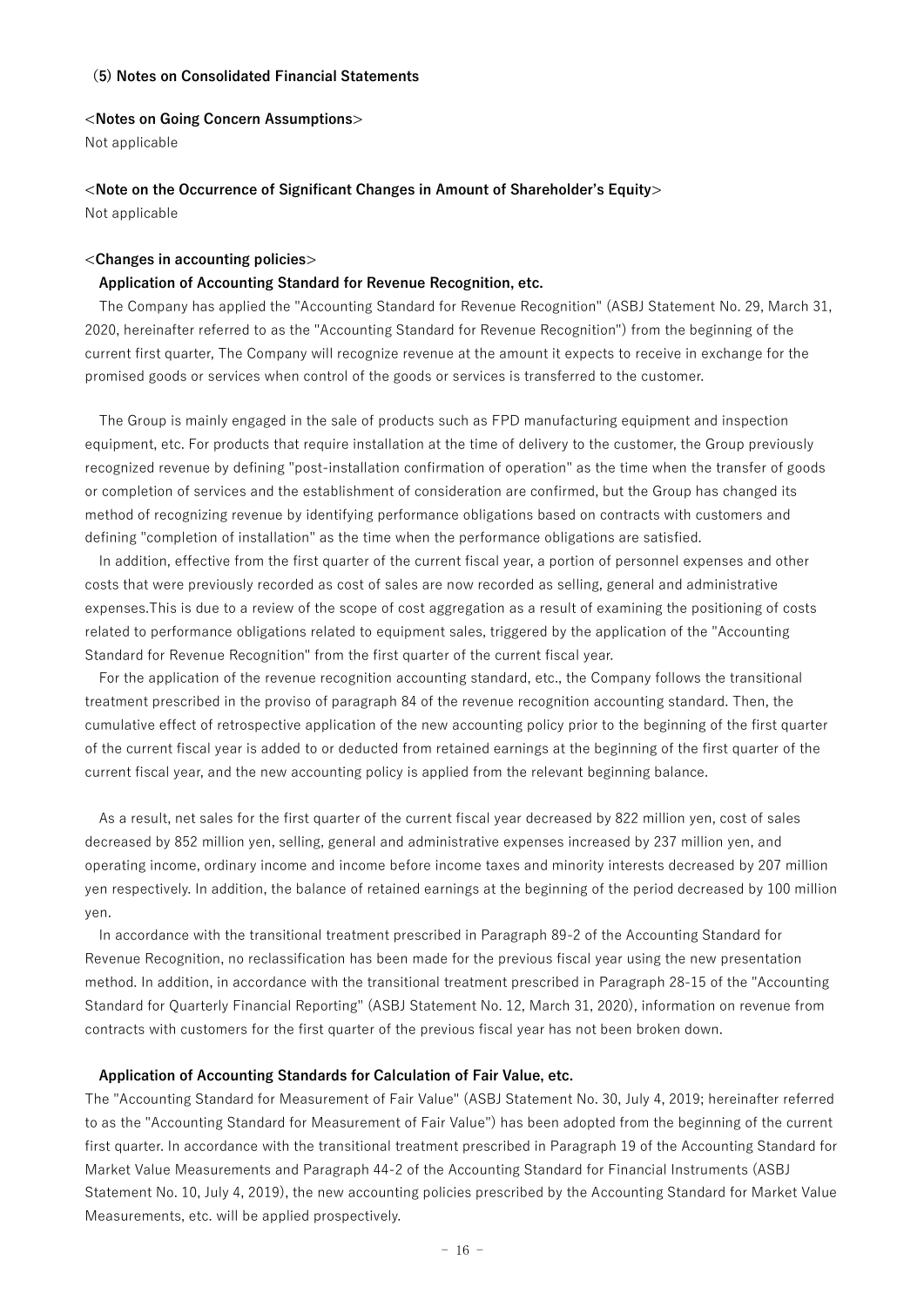### (5) Notes on Consolidated Financial Statements

**<Notes on Going Concern Assumptions>**

Not applicable

**<Note on the Occurrence of Significant Changes in Amount of Shareholder's Equity>**

Not applicable

**<Changes in accounting policies>**

**Application of Accounting Standard for Revenue Recognition, etc.**

The Company has applied the "Accounting Standard for Revenue Recognition" (ASBJ Statement No. 29, March 31, 2020, hereinafter referred to as the "Accounting Standard for Revenue Recognition") from the beginning of the current first quarter, The Company will recognize revenue at the amount it expects to receive in exchange for the promised goods or services when control of the goods or services is transferred to the customer.

The Group is mainly engaged in the sale of products such as FPD manufacturing equipment and inspection equipment, etc. For products that require installation at the time of delivery to the customer, the Group previously recognized revenue by defining "post-installation confirmation of operation" as the time when the transfer of goods or completion of services and the establishment of consideration are confirmed, but the Group has changed its method of recognizing revenue by identifying performance obligations based on contracts with customers and defining "completion of installation" as the time when the performance obligations are satisfied.

In addition, effective from the first quarter of the current fiscal year, a portion of personnel expenses and other costs that were previously recorded as cost of sales are now recorded as selling, general and administrative expenses.This is due to a review of the scope of cost aggregation as a result of examining the positioning of costs related to performance obligations related to equipment sales, triggered by the application of the "Accounting Standard for Revenue Recognition" from the first quarter of the current fiscal year.

For the application of the revenue recognition accounting standard, etc., the Company follows the transitional treatment prescribed in the proviso of paragraph 84 of the revenue recognition accounting standard. Then, the cumulative effect of retrospective application of the new accounting policy prior to the beginning of the first quarter of the current fiscal year is added to or deducted from retained earnings at the beginning of the first quarter of the current fiscal year, and the new accounting policy is applied from the relevant beginning balance.

As a result, net sales for the first quarter of the current fiscal year decreased by 822 million yen, cost of sales decreased by 852 million yen, selling, general and administrative expenses increased by 237 million yen, and operating income, ordinary income and income before income taxes and minority interests decreased by 207 million yen respectively. In addition, the balance of retained earnings at the beginning of the period decreased by 100 million yen.

In accordance with the transitional treatment prescribed in Paragraph 89-2 of the Accounting Standard for Revenue Recognition, no reclassification has been made for the previous fiscal year using the new presentation method. In addition, in accordance with the transitional treatment prescribed in Paragraph 28-15 of the "Accounting Standard for Quarterly Financial Reporting" (ASBJ Statement No. 12, March 31, 2020), information on revenue from contracts with customers for the first quarter of the previous fiscal year has not been broken down.

**Application of Accounting Standards for Calculation of Fair Value, etc.**

The "Accounting Standard for Measurement of Fair Value" (ASBJ Statement No. 30, July 4, 2019; hereinafter referred to as the "Accounting Standard for Measurement of Fair Value") has been adopted from the beginning of the current first quarter. In accordance with the transitional treatment prescribed in Paragraph 19 of the Accounting Standard for Market Value Measurements and Paragraph 44-2 of the Accounting Standard for Financial Instruments (ASBJ Statement No. 10, July 4, 2019), the new accounting policies prescribed by the Accounting Standard for Market Value Measurements, etc. will be applied prospectively.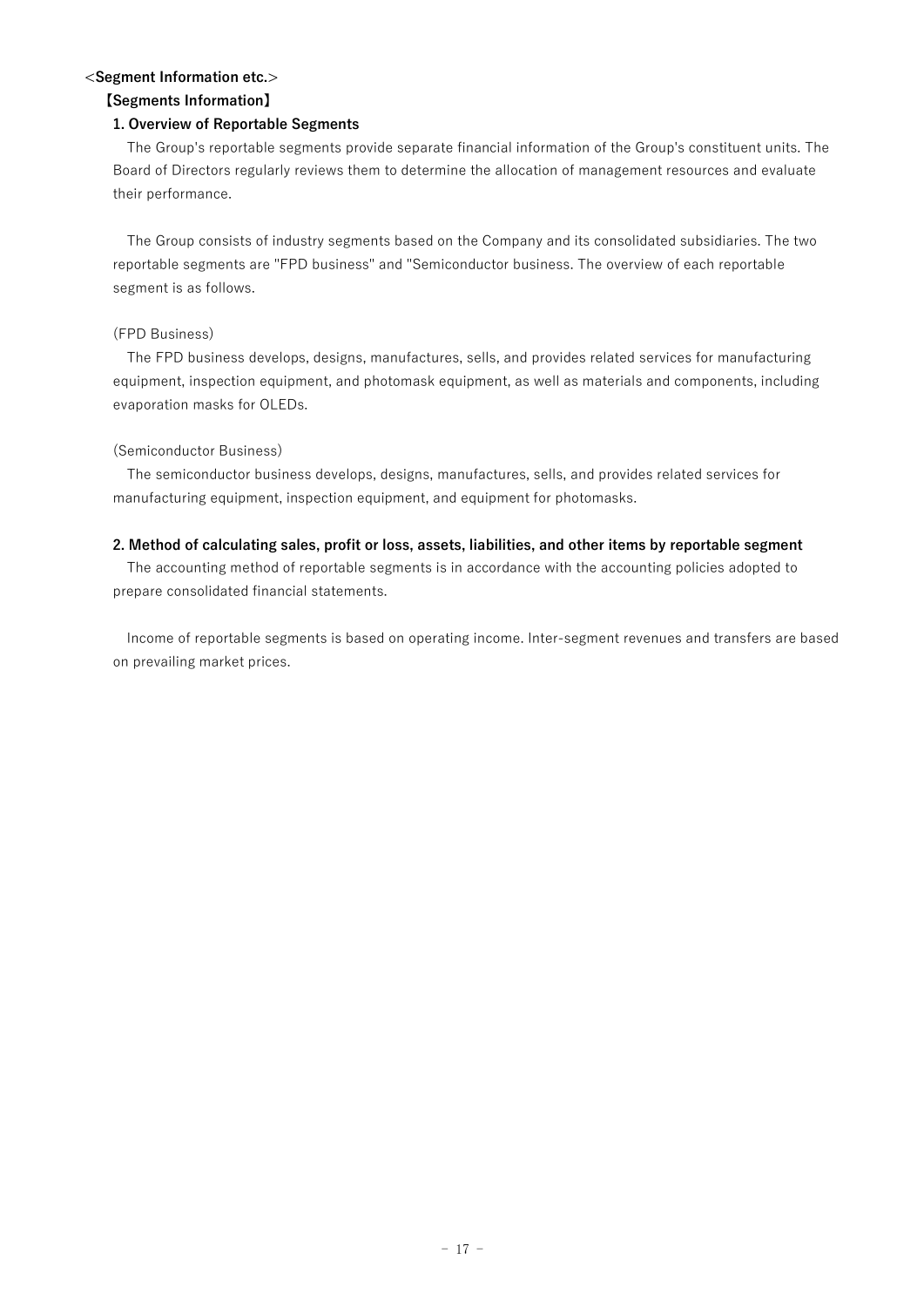## <Segment Information etc.>

### 【Segments Information】

#### 1. Overview of Reportable Segments

The Group's reportable segments provide separate financial information of the Group's constituent units. The Board of Directors regularly reviews them to determine the allocation of management resources and evaluate their performance.

The Group consists of industry segments based on the Company and its consolidated subsidiaries. The two reportable segments are "FPD business" and "Semiconductor business. The overview of each reportable segment is as follows.

(FPD Business)

The FPD business develops, designs, manufactures, sells, and provides related services for manufacturing equipment, inspection equipment, and photomask equipment, as well as materials and components, including evaporation masks for OLEDs.

(Semiconductor Business)

The semiconductor business develops, designs, manufactures, sells, and provides related services for manufacturing equipment, inspection equipment, and equipment for photomasks.

#### 2. Method of calculating sales, profit or loss, assets, liabilities, and other items by reportable segment

The accounting method of reportable segments is in accordance with the accounting policies adopted to prepare consolidated financial statements.

Income of reportable segments is based on operating income. Inter-segment revenues and transfers are based on prevailing market prices.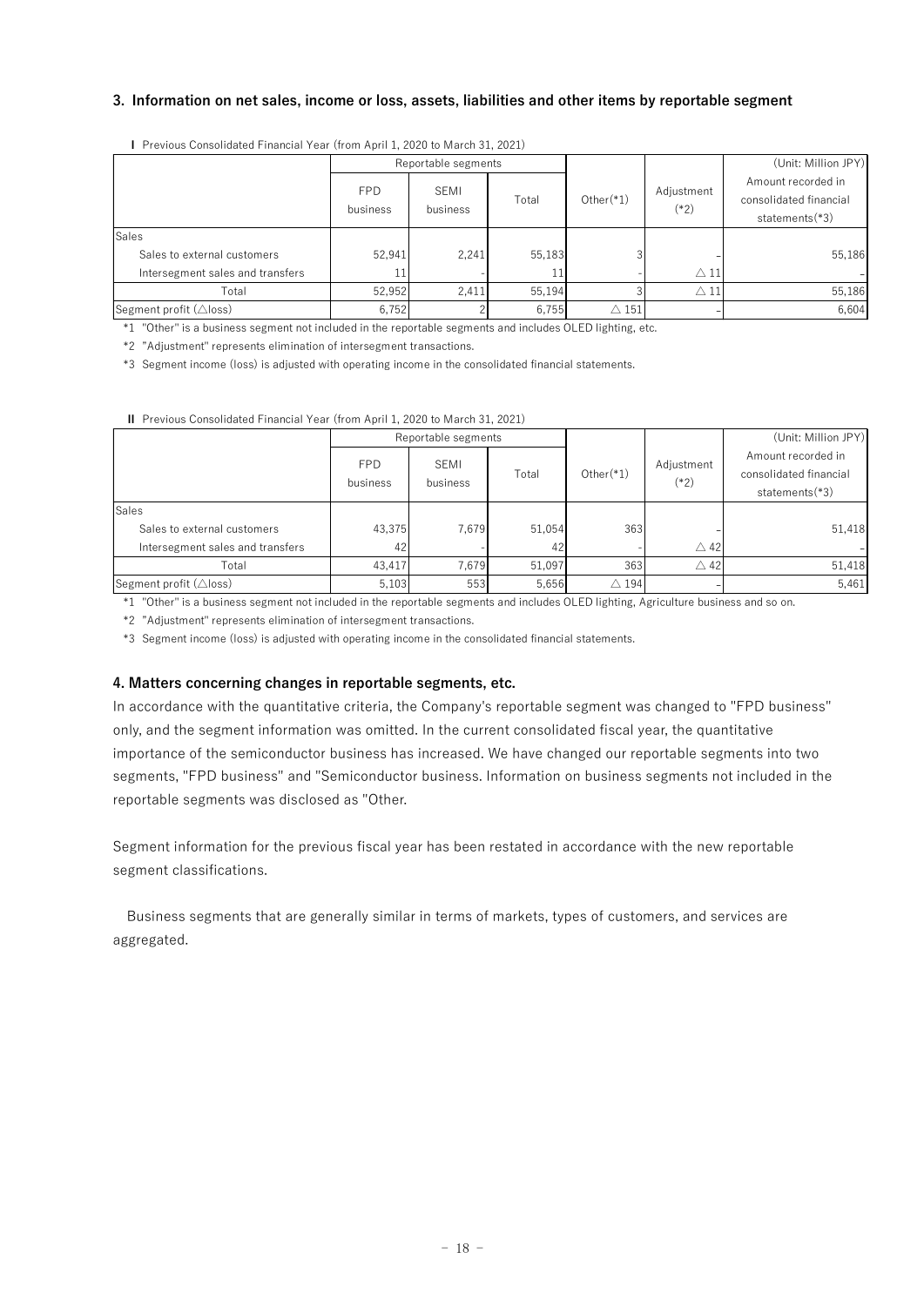### 3. Information on net sales, income or loss, assets, liabilities and other items by reportable segment

**Ⅰ** Previous Consolidated Financial Year (from April 1, 2020 to March 31, 2021)

| | Reportable segments | | | Other(*1) | Adjustment (*2) | (Unit: Million JPY) Amount recorded in consolidated financial statements(*3) |
|---|---|---|---|---|---|---|
| | FPD business | SEMI business | Total | | | |
| Sales | | | | | | |
| Sales to external customers | 52,941 | 2,241 | 55,183 | 3 | - | 55,186 |
| Intersegment sales and transfers | 11 | - | 11 | - | △ 11 | - |
| Total | 52,952 | 2,411 | 55,194 | 3 | △ 11 | 55,186 |
| Segment profit (△loss) | 6,752 | 2 | 6,755 | △ 151 | - | 6,604 |

*1 "Other" is a business segment not included in the reportable segments and includes OLED lighting, etc.

*2 "Adjustment" represents elimination of intersegment transactions.

*3 Segment income (loss) is adjusted with operating income in the consolidated financial statements.

**Ⅱ** Previous Consolidated Financial Year (from April 1, 2020 to March 31, 2021)

| | Reportable segments | | | Other(*1) | Adjustment (*2) | (Unit: Million JPY) Amount recorded in consolidated financial statements(*3) |
|---|---|---|---|---|---|---|
| | FPD business | SEMI business | Total | | | |
| Sales | | | | | | |
| Sales to external customers | 43,375 | 7,679 | 51,054 | 363 | - | 51,418 |
| Intersegment sales and transfers | 42 | - | 42 | - | △ 42 | - |
| Total | 43,417 | 7,679 | 51,097 | 363 | △ 42 | 51,418 |
| Segment profit (△loss) | 5,103 | 553 | 5,656 | △ 194 | - | 5,461 |

*1 "Other" is a business segment not included in the reportable segments and includes OLED lighting, Agriculture business and so on.

*2 "Adjustment" represents elimination of intersegment transactions.

*3 Segment income (loss) is adjusted with operating income in the consolidated financial statements.

### 4. Matters concerning changes in reportable segments, etc.

In accordance with the quantitative criteria, the Company's reportable segment was changed to "FPD business" only, and the segment information was omitted. In the current consolidated fiscal year, the quantitative importance of the semiconductor business has increased. We have changed our reportable segments into two segments, "FPD business" and "Semiconductor business. Information on business segments not included in the reportable segments was disclosed as "Other.

Segment information for the previous fiscal year has been restated in accordance with the new reportable segment classifications.

Business segments that are generally similar in terms of markets, types of customers, and services are aggregated.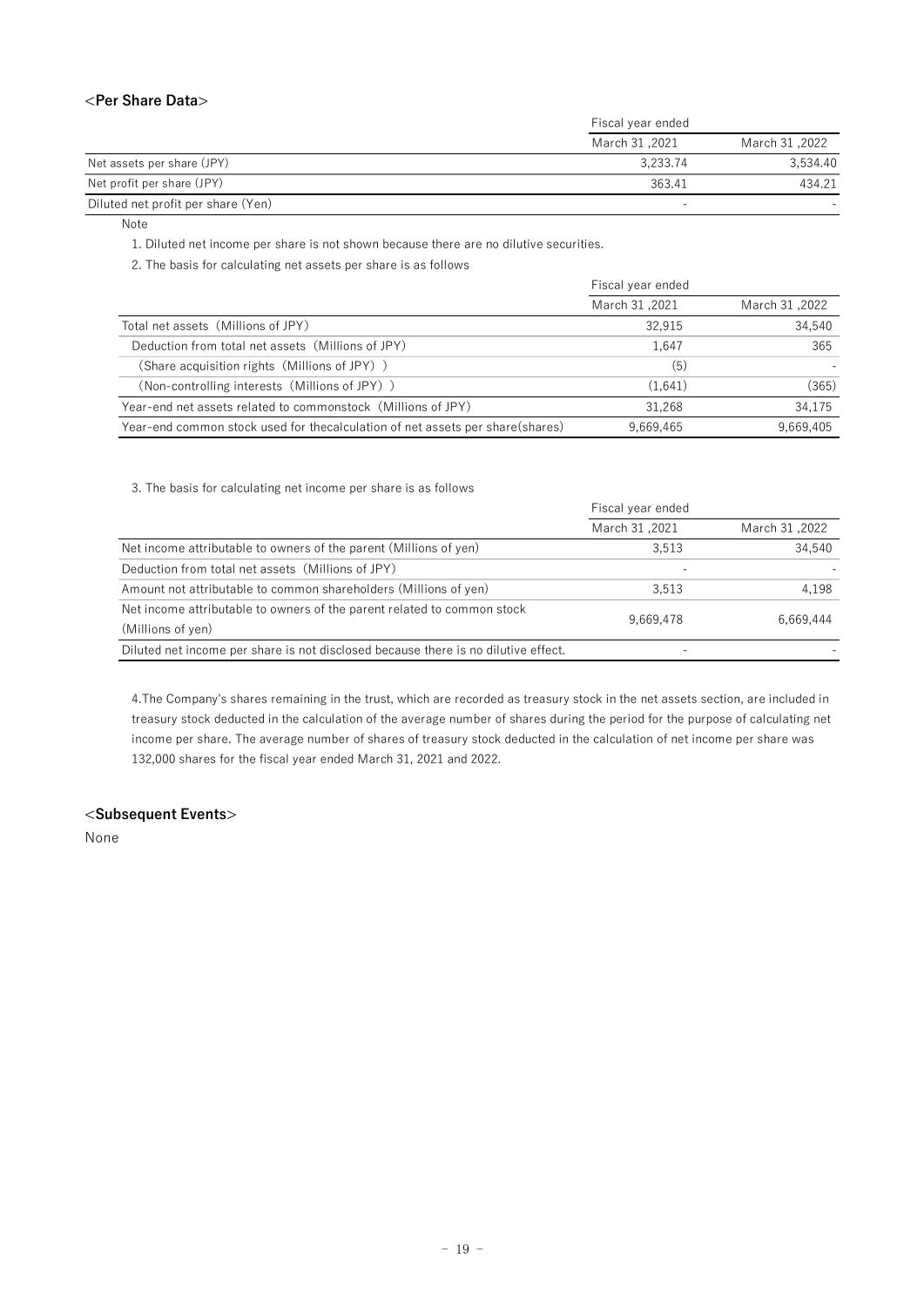## <Per Share Data>

| | Fiscal year ended | |
|---|---|---|
| | March 31 ,2021 | March 31 ,2022 |
| Net assets per share (JPY) | 3,233.74 | 3,534.40 |
| Net profit per share (JPY) | 363.41 | 434.21 |
| Diluted net profit per share (Yen) | - | - |

Note

1. Diluted net income per share is not shown because there are no dilutive securities.

2. The basis for calculating net assets per share is as follows

| | Fiscal year ended | |
|---|---|---|
| | March 31 ,2021 | March 31 ,2022 |
| Total net assets (Millions of JPY) | 32,915 | 34,540 |
| Deduction from total net assets (Millions of JPY) | 1,647 | 365 |
| (Share acquisition rights (Millions of JPY) ) | (5) | - |
| (Non-controlling interests (Millions of JPY) ) | (1,641) | (365) |
| Year-end net assets related to commonstock (Millions of JPY) | 31,268 | 34,175 |
| Year-end common stock used for thecalculation of net assets per share(shares) | 9,669,465 | 9,669,405 |

3. The basis for calculating net income per share is as follows

| | Fiscal year ended | |
|---|---|---|
| | March 31 ,2021 | March 31 ,2022 |
| Net income attributable to owners of the parent (Millions of yen) | 3,513 | 34,540 |
| Deduction from total net assets (Millions of JPY) | - | - |
| Amount not attributable to common shareholders (Millions of yen) | 3,513 | 4,198 |
| Net income attributable to owners of the parent related to common stock (Millions of yen) | 9,669,478 | 6,669,444 |
| Diluted net income per share is not disclosed because there is no dilutive effect. | - | - |

4.The Company's shares remaining in the trust, which are recorded as treasury stock in the net assets section, are included in treasury stock deducted in the calculation of the average number of shares during the period for the purpose of calculating net income per share. The average number of shares of treasury stock deducted in the calculation of net income per share was 132,000 shares for the fiscal year ended March 31, 2021 and 2022.

## <Subsequent Events>

None